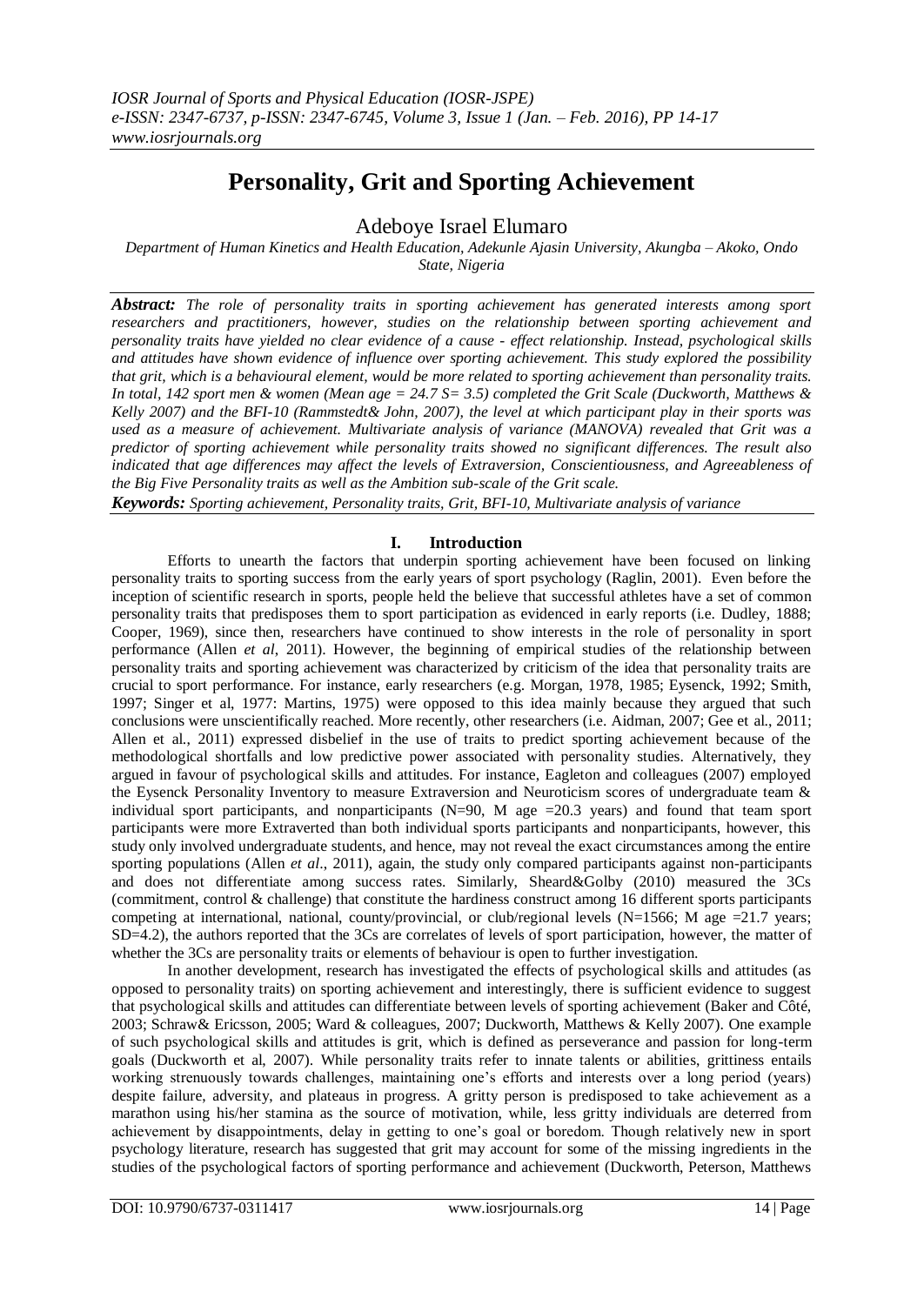# Personality, Grit and Sporting Achievement

Adeboye Israel Elumaro

*Department of Human Kinetics and Health Education, Adekunle Ajasin University, Akungba – Akoko, Ondo State, Nigeria*

***Abstract:*** *The role of personality traits in sporting achievement has generated interests among sport researchers and practitioners, however, studies on the relationship between sporting achievement and personality traits have yielded no clear evidence of a cause - effect relationship. Instead, psychological skills and attitudes have shown evidence of influence over sporting achievement. This study explored the possibility that grit, which is a behavioural element, would be more related to sporting achievement than personality traits. In total, 142 sport men & women (Mean age = 24.7 S= 3.5) completed the Grit Scale (Duckworth, Matthews & Kelly 2007) and the BFI-10 (Rammstedt& John, 2007), the level at which participant play in their sports was used as a measure of achievement. Multivariate analysis of variance (MANOVA) revealed that Grit was a predictor of sporting achievement while personality traits showed no significant differences. The result also indicated that age differences may affect the levels of Extraversion, Conscientiousness, and Agreeableness of the Big Five Personality traits as well as the Ambition sub-scale of the Grit scale.*

***Keywords:*** *Sporting achievement, Personality traits, Grit, BFI-10, Multivariate analysis of variance*

## I. Introduction

Efforts to unearth the factors that underpin sporting achievement have been focused on linking personality traits to sporting success from the early years of sport psychology (Raglin, 2001). Even before the inception of scientific research in sports, people held the believe that successful athletes have a set of common personality traits that predisposes them to sport participation as evidenced in early reports (i.e. Dudley, 1888; Cooper, 1969), since then, researchers have continued to show interests in the role of personality in sport performance (Allen *et al*, 2011). However, the beginning of empirical studies of the relationship between personality traits and sporting achievement was characterized by criticism of the idea that personality traits are crucial to sport performance. For instance, early researchers (e.g. Morgan, 1978, 1985; Eysenck, 1992; Smith, 1997; Singer et al, 1977: Martins, 1975) were opposed to this idea mainly because they argued that such conclusions were unscientifically reached. More recently, other researchers (i.e. Aidman, 2007; Gee et al., 2011; Allen et al., 2011) expressed disbelief in the use of traits to predict sporting achievement because of the methodological shortfalls and low predictive power associated with personality studies. Alternatively, they argued in favour of psychological skills and attitudes. For instance, Eagleton and colleagues (2007) employed the Eysenck Personality Inventory to measure Extraversion and Neuroticism scores of undergraduate team & individual sport participants, and nonparticipants (N=90, M age =20.3 years) and found that team sport participants were more Extraverted than both individual sports participants and nonparticipants, however, this study only involved undergraduate students, and hence, may not reveal the exact circumstances among the entire sporting populations (Allen *et al*., 2011), again, the study only compared participants against non-participants and does not differentiate among success rates. Similarly, Sheard&Golby (2010) measured the 3Cs (commitment, control & challenge) that constitute the hardiness construct among 16 different sports participants competing at international, national, county/provincial, or club/regional levels (N=1566; M age =21.7 years; SD=4.2), the authors reported that the 3Cs are correlates of levels of sport participation, however, the matter of whether the 3Cs are personality traits or elements of behaviour is open to further investigation.

In another development, research has investigated the effects of psychological skills and attitudes (as opposed to personality traits) on sporting achievement and interestingly, there is sufficient evidence to suggest that psychological skills and attitudes can differentiate between levels of sporting achievement (Baker and Côté, 2003; Schraw& Ericsson, 2005; Ward & colleagues, 2007; Duckworth, Matthews & Kelly 2007). One example of such psychological skills and attitudes is grit, which is defined as perseverance and passion for long-term goals (Duckworth et al, 2007). While personality traits refer to innate talents or abilities, grittiness entails working strenuously towards challenges, maintaining one's efforts and interests over a long period (years) despite failure, adversity, and plateaus in progress. A gritty person is predisposed to take achievement as a marathon using his/her stamina as the source of motivation, while, less gritty individuals are deterred from achievement by disappointments, delay in getting to one's goal or boredom. Though relatively new in sport psychology literature, research has suggested that grit may account for some of the missing ingredients in the studies of the psychological factors of sporting performance and achievement (Duckworth, Peterson, Matthews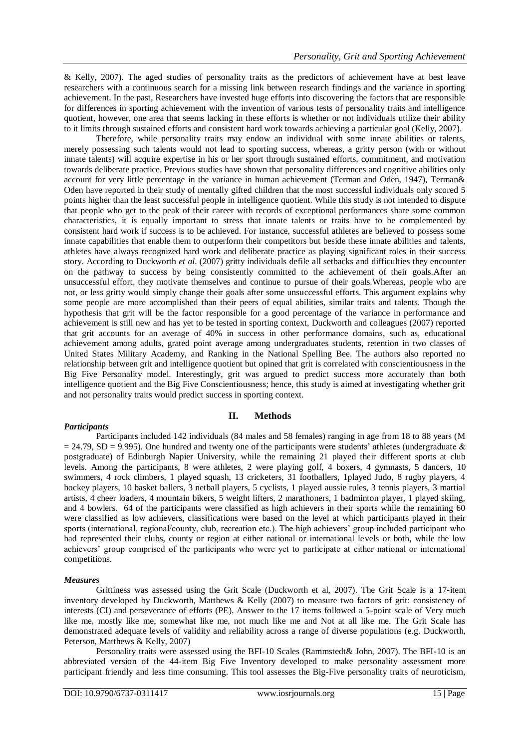& Kelly, 2007). The aged studies of personality traits as the predictors of achievement have at best leave researchers with a continuous search for a missing link between research findings and the variance in sporting achievement. In the past, Researchers have invested huge efforts into discovering the factors that are responsible for differences in sporting achievement with the invention of various tests of personality traits and intelligence quotient, however, one area that seems lacking in these efforts is whether or not individuals utilize their ability to it limits through sustained efforts and consistent hard work towards achieving a particular goal (Kelly, 2007).

Therefore, while personality traits may endow an individual with some innate abilities or talents, merely possessing such talents would not lead to sporting success, whereas, a gritty person (with or without innate talents) will acquire expertise in his or her sport through sustained efforts, commitment, and motivation towards deliberate practice. Previous studies have shown that personality differences and cognitive abilities only account for very little percentage in the variance in human achievement (Terman and Oden, 1947), Terman& Oden have reported in their study of mentally gifted children that the most successful individuals only scored 5 points higher than the least successful people in intelligence quotient. While this study is not intended to dispute that people who get to the peak of their career with records of exceptional performances share some common characteristics, it is equally important to stress that innate talents or traits have to be complemented by consistent hard work if success is to be achieved. For instance, successful athletes are believed to possess some innate capabilities that enable them to outperform their competitors but beside these innate abilities and talents, athletes have always recognized hard work and deliberate practice as playing significant roles in their success story. According to Duckworth *et al.* (2007) gritty individuals defile all setbacks and difficulties they encounter on the pathway to success by being consistently committed to the achievement of their goals.After an unsuccessful effort, they motivate themselves and continue to pursue of their goals.Whereas, people who are not, or less gritty would simply change their goals after some unsuccessful efforts. This argument explains why some people are more accomplished than their peers of equal abilities, similar traits and talents. Though the hypothesis that grit will be the factor responsible for a good percentage of the variance in performance and achievement is still new and has yet to be tested in sporting context, Duckworth and colleagues (2007) reported that grit accounts for an average of 40% in success in other performance domains, such as, educational achievement among adults, grated point average among undergraduates students, retention in two classes of United States Military Academy, and Ranking in the National Spelling Bee. The authors also reported no relationship between grit and intelligence quotient but opined that grit is correlated with conscientiousness in the Big Five Personality model. Interestingly, grit was argued to predict success more accurately than both intelligence quotient and the Big Five Conscientiousness; hence, this study is aimed at investigating whether grit and not personality traits would predict success in sporting context.

## II. Methods

### *Participants*

Participants included 142 individuals (84 males and 58 females) ranging in age from 18 to 88 years (M = 24.79, SD = 9.995). One hundred and twenty one of the participants were students' athletes (undergraduate & postgraduate) of Edinburgh Napier University, while the remaining 21 played their different sports at club levels. Among the participants, 8 were athletes, 2 were playing golf, 4 boxers, 4 gymnasts, 5 dancers, 10 swimmers, 4 rock climbers, 1 played squash, 13 cricketers, 31 footballers, 1played Judo, 8 rugby players, 4 hockey players, 10 basket ballers, 3 netball players, 5 cyclists, 1 played aussie rules, 3 tennis players, 3 martial artists, 4 cheer loaders, 4 mountain bikers, 5 weight lifters, 2 marathoners, 1 badminton player, 1 played skiing, and 4 bowlers. 64 of the participants were classified as high achievers in their sports while the remaining 60 were classified as low achievers, classifications were based on the level at which participants played in their sports (international, regional/county, club, recreation etc.). The high achievers' group included participant who had represented their clubs, county or region at either national or international levels or both, while the low achievers' group comprised of the participants who were yet to participate at either national or international competitions.

### *Measures*

Grittiness was assessed using the Grit Scale (Duckworth et al, 2007). The Grit Scale is a 17-item inventory developed by Duckworth, Matthews & Kelly (2007) to measure two factors of grit: consistency of interests (CI) and perseverance of efforts (PE). Answer to the 17 items followed a 5-point scale of Very much like me, mostly like me, somewhat like me, not much like me and Not at all like me. The Grit Scale has demonstrated adequate levels of validity and reliability across a range of diverse populations (e.g. Duckworth, Peterson, Matthews & Kelly, 2007)

Personality traits were assessed using the BFI-10 Scales (Rammstedt& John, 2007). The BFI-10 is an abbreviated version of the 44-item Big Five Inventory developed to make personality assessment more participant friendly and less time consuming. This tool assesses the Big-Five personality traits of neuroticism,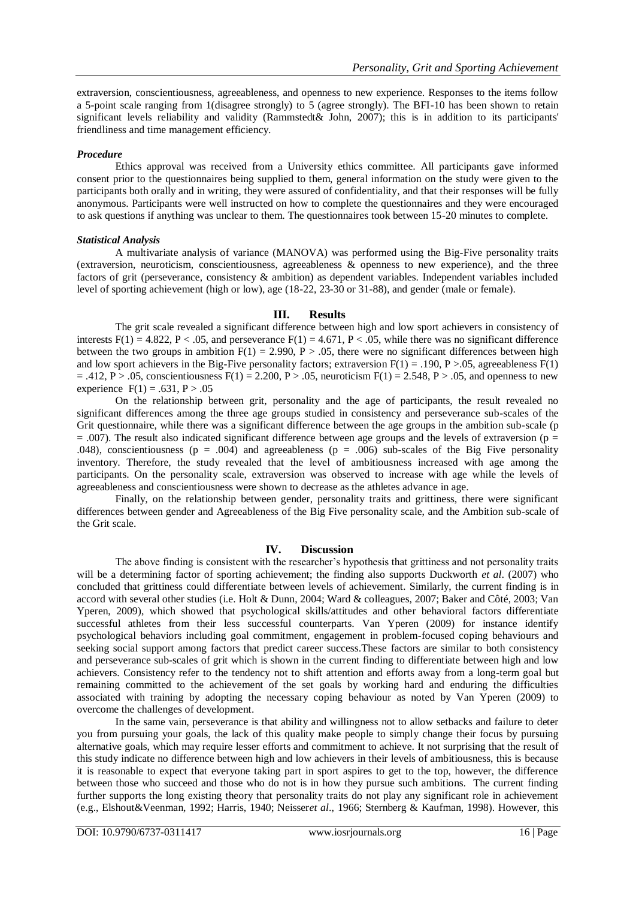extraversion, conscientiousness, agreeableness, and openness to new experience. Responses to the items follow a 5-point scale ranging from 1(disagree strongly) to 5 (agree strongly). The BFI-10 has been shown to retain significant levels reliability and validity (Rammstedt& John, 2007); this is in addition to its participants' friendliness and time management efficiency.

### *Procedure*

Ethics approval was received from a University ethics committee. All participants gave informed consent prior to the questionnaires being supplied to them, general information on the study were given to the participants both orally and in writing, they were assured of confidentiality, and that their responses will be fully anonymous. Participants were well instructed on how to complete the questionnaires and they were encouraged to ask questions if anything was unclear to them. The questionnaires took between 15-20 minutes to complete.

### *Statistical Analysis*

A multivariate analysis of variance (MANOVA) was performed using the Big-Five personality traits (extraversion, neuroticism, conscientiousness, agreeableness & openness to new experience), and the three factors of grit (perseverance, consistency & ambition) as dependent variables. Independent variables included level of sporting achievement (high or low), age (18-22, 23-30 or 31-88), and gender (male or female).

## III. Results

The grit scale revealed a significant difference between high and low sport achievers in consistency of interests $F(1) = 4.822$, $P < .05$, and perseverance $F(1) = 4.671$, $P < .05$, while there was no significant difference between the two groups in ambition $F(1) = 2.990$, $P > .05$, there were no significant differences between high and low sport achievers in the Big-Five personality factors; extraversion $F(1) = .190$, $P > .05$, agreeableness $F(1) = .412$, $P > .05$, conscientiousness $F(1) = 2.200$, $P > .05$, neuroticism $F(1) = 2.548$, $P > .05$, and openness to new experience $F(1) = .631$, $P > .05$

On the relationship between grit, personality and the age of participants, the result revealed no significant differences among the three age groups studied in consistency and perseverance sub-scales of the Grit questionnaire, while there was a significant difference between the age groups in the ambition sub-scale ($p = .007$). The result also indicated significant difference between age groups and the levels of extraversion ($p = .048$), conscientiousness ($p = .004$) and agreeableness ($p = .006$) sub-scales of the Big Five personality inventory. Therefore, the study revealed that the level of ambitiousness increased with age among the participants. On the personality scale, extraversion was observed to increase with age while the levels of agreeableness and conscientiousness were shown to decrease as the athletes advance in age.

Finally, on the relationship between gender, personality traits and grittiness, there were significant differences between gender and Agreeableness of the Big Five personality scale, and the Ambition sub-scale of the Grit scale.

## IV. Discussion

The above finding is consistent with the researcher's hypothesis that grittiness and not personality traits will be a determining factor of sporting achievement; the finding also supports Duckworth *et al*. (2007) who concluded that grittiness could differentiate between levels of achievement. Similarly, the current finding is in accord with several other studies (i.e. Holt & Dunn, 2004; Ward & colleagues, 2007; Baker and Côté, 2003; Van Yperen, 2009), which showed that psychological skills/attitudes and other behavioral factors differentiate successful athletes from their less successful counterparts. Van Yperen (2009) for instance identify psychological behaviors including goal commitment, engagement in problem-focused coping behaviours and seeking social support among factors that predict career success.These factors are similar to both consistency and perseverance sub-scales of grit which is shown in the current finding to differentiate between high and low achievers. Consistency refer to the tendency not to shift attention and efforts away from a long-term goal but remaining committed to the achievement of the set goals by working hard and enduring the difficulties associated with training by adopting the necessary coping behaviour as noted by Van Yperen (2009) to overcome the challenges of development.

In the same vain, perseverance is that ability and willingness not to allow setbacks and failure to deter you from pursuing your goals, the lack of this quality make people to simply change their focus by pursuing alternative goals, which may require lesser efforts and commitment to achieve. It not surprising that the result of this study indicate no difference between high and low achievers in their levels of ambitiousness, this is because it is reasonable to expect that everyone taking part in sport aspires to get to the top, however, the difference between those who succeed and those who do not is in how they pursue such ambitions. The current finding further supports the long existing theory that personality traits do not play any significant role in achievement (e.g., Elshout&Veenman, 1992; Harris, 1940; Neisser*et al*., 1966; Sternberg & Kaufman, 1998). However, this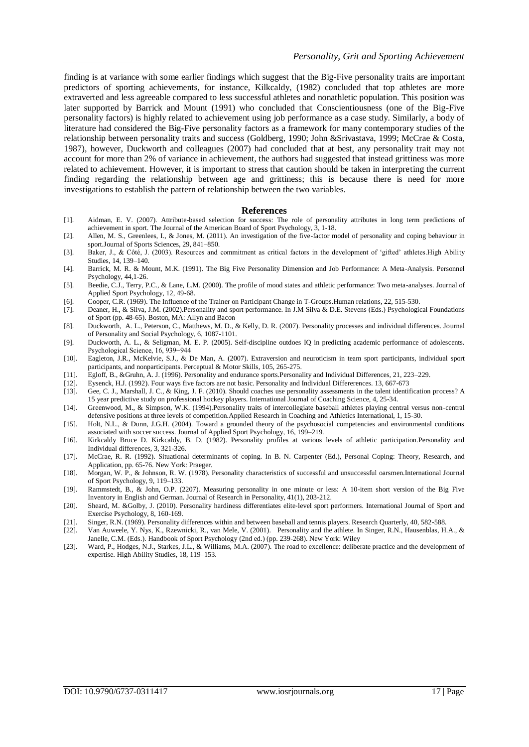finding is at variance with some earlier findings which suggest that the Big-Five personality traits are important predictors of sporting achievements, for instance, Kilkcaldy, (1982) concluded that top athletes are more extraverted and less agreeable compared to less successful athletes and nonathletic population. This position was later supported by Barrick and Mount (1991) who concluded that Conscientiousness (one of the Big-Five personality factors) is highly related to achievement using job performance as a case study. Similarly, a body of literature had considered the Big-Five personality factors as a framework for many contemporary studies of the relationship between personality traits and success (Goldberg, 1990; John &Srivastava, 1999; McCrae & Costa, 1987), however, Duckworth and colleagues (2007) had concluded that at best, any personality trait may not account for more than 2% of variance in achievement, the authors had suggested that instead grittiness was more related to achievement. However, it is important to stress that caution should be taken in interpreting the current finding regarding the relationship between age and grittiness; this is because there is need for more investigations to establish the pattern of relationship between the two variables.

## References

[1]. Aidman, E. V. (2007). Attribute-based selection for success: The role of personality attributes in long term predictions of achievement in sport. The Journal of the American Board of Sport Psychology, 3, 1-18.

[2]. Allen, M. S., Greenlees, I., & Jones, M. (2011). An investigation of the five-factor model of personality and coping behaviour in sport.Journal of Sports Sciences, 29, 841–850.

[3]. Baker, J., & Côté, J. (2003). Resources and commitment as critical factors in the development of 'gifted' athletes.High Ability Studies, 14, 139–140.

[4]. Barrick, M. R. & Mount, M.K. (1991). The Big Five Personality Dimension and Job Performance: A Meta-Analysis. Personnel Psychology, 44,1-26.

[5]. Beedie, C.J., Terry, P.C., & Lane, L.M. (2000). The profile of mood states and athletic performance: Two meta-analyses. Journal of Applied Sport Psychology, 12, 49-68.

[6]. Cooper, C.R. (1969). The Influence of the Trainer on Participant Change in T-Groups.Human relations, 22, 515-530.

[7]. Deaner, H., & Silva, J.M. (2002).Personality and sport performance. In J.M Silva & D.E. Stevens (Eds.) Psychological Foundations of Sport (pp. 48-65). Boston, MA: Allyn and Bacon

[8]. Duckworth, A. L., Peterson, C., Matthews, M. D., & Kelly, D. R. (2007). Personality processes and individual differences. Journal of Personality and Social Psychology, 6, 1087-1101.

[9]. Duckworth, A. L., & Seligman, M. E. P. (2005). Self-discipline outdoes IQ in predicting academic performance of adolescents. Psychological Science, 16, 939–944

[10]. Eagleton, J.R., McKelvie, S.J., & De Man, A. (2007). Extraversion and neuroticism in team sport participants, individual sport participants, and nonparticipants. Perceptual & Motor Skills, 105, 265-275.

[11]. Egloff, B., &Gruhn, A. J. (1996). Personality and endurance sports.Personality and Individual Differences, 21, 223–229.

[12]. Eysenck, H.J. (1992). Four ways five factors are not basic. Personality and Individual Differerences. 13, 667-673

[13]. Gee, C. J., Marshall, J. C., & King, J. F. (2010). Should coaches use personality assessments in the talent identification process? A 15 year predictive study on professional hockey players. International Journal of Coaching Science, 4, 25-34.

[14]. Greenwood, M., & Simpson, W.K. (1994).Personality traits of intercollegiate baseball athletes playing central versus non-central defensive positions at three levels of competition.Applied Research in Coaching and Athletics International, 1, 15-30.

[15]. Holt, N.L., & Dunn, J.G.H. (2004). Toward a grounded theory of the psychosocial competencies and environmental conditions associated with soccer success. Journal of Applied Sport Psychology, 16, 199–219.

[16]. Kirkcaldy Bruce D. Kirkcaldy, B. D. (1982). Personality profiles at various levels of athletic participation.Personality and Individual differences, 3, 321-326.

[17]. McCrae, R. R. (1992). Situational determinants of coping. In B. N. Carpenter (Ed.), Personal Coping: Theory, Research, and Application, pp. 65-76. New York: Praeger.

[18]. Morgan, W. P., & Johnson, R. W. (1978). Personality characteristics of successful and unsuccessful oarsmen.International Journal of Sport Psychology, 9, 119–133.

[19]. Rammstedt, B., & John, O.P. (2207). Measuring personality in one minute or less: A 10-item short version of the Big Five Inventory in English and German. Journal of Research in Personality, 41(1), 203-212.

[20]. Sheard, M. &Golby, J. (2010). Personality hardiness differentiates elite-level sport performers. International Journal of Sport and Exercise Psychology, 8, 160-169.

[21]. Singer, R.N. (1969). Personality differences within and between baseball and tennis players. Research Quarterly, 40, 582-588.

[22]. Van Auweele, Y. Nys, K., Rzewnicki, R., van Mele, V. (2001). Personality and the athlete. In Singer, R.N., Hausenblas, H.A., & Janelle, C.M. (Eds.). Handbook of Sport Psychology (2nd ed.) (pp. 239-268). New York: Wiley

[23]. Ward, P., Hodges, N.J., Starkes, J.L., & Williams, M.A. (2007). The road to excellence: deliberate practice and the development of expertise. High Ability Studies, 18, 119–153.